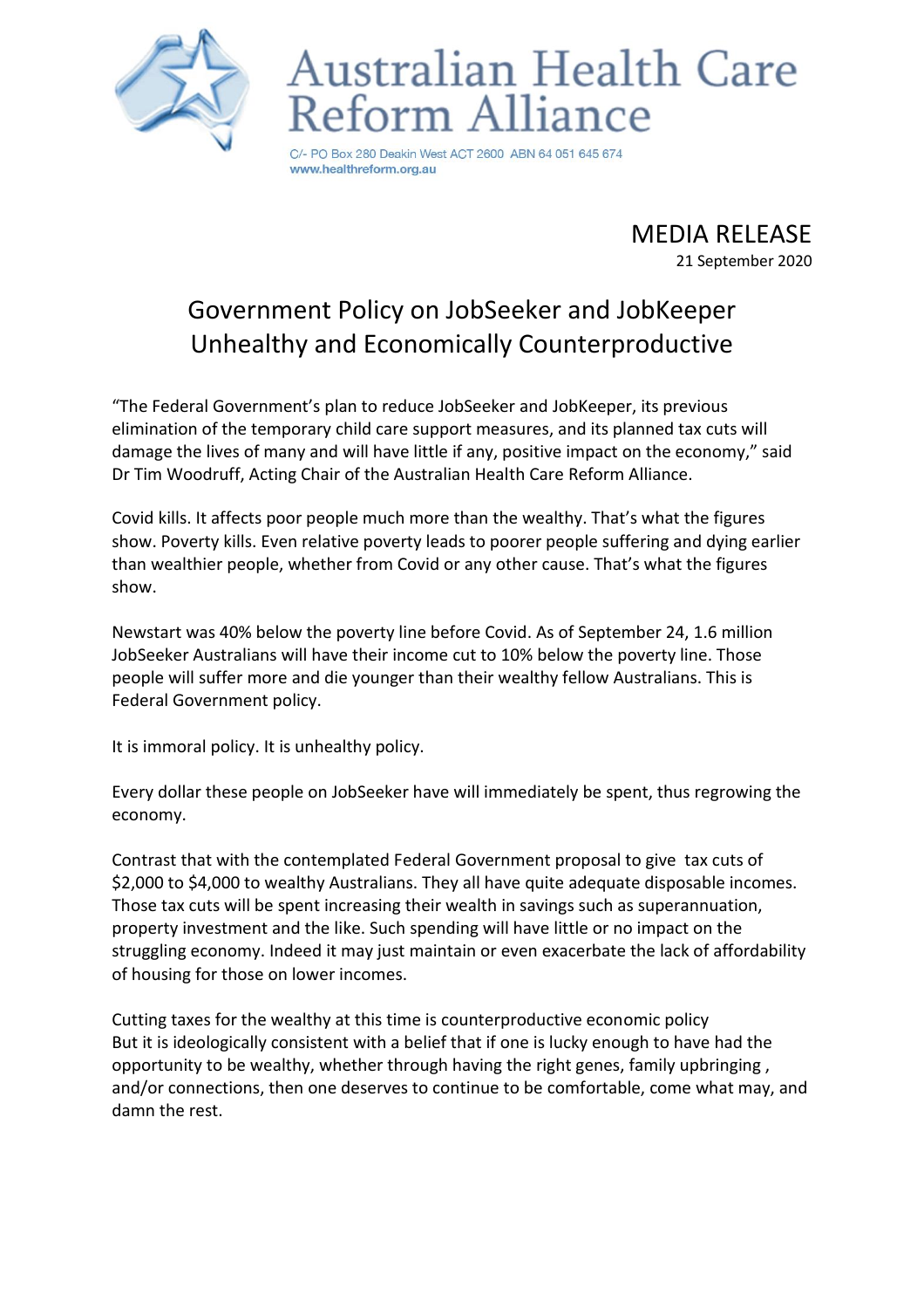# Australian Health Care Reform Alliance

C/- PO Box 280 Deakin West ACT 2600 ABN 64 051 645 674
www.healthreform.org.au

MEDIA RELEASE
21 September 2020

## Government Policy on JobSeeker and JobKeeper Unhealthy and Economically Counterproductive

"The Federal Government's plan to reduce JobSeeker and JobKeeper, its previous elimination of the temporary child care support measures, and its planned tax cuts will damage the lives of many and will have little if any, positive impact on the economy," said Dr Tim Woodruff, Acting Chair of the Australian Health Care Reform Alliance.

Covid kills. It affects poor people much more than the wealthy. That's what the figures show. Poverty kills. Even relative poverty leads to poorer people suffering and dying earlier than wealthier people, whether from Covid or any other cause. That's what the figures show.

Newstart was 40% below the poverty line before Covid. As of September 24, 1.6 million JobSeeker Australians will have their income cut to 10% below the poverty line. Those people will suffer more and die younger than their wealthy fellow Australians. This is Federal Government policy.

It is immoral policy. It is unhealthy policy.

Every dollar these people on JobSeeker have will immediately be spent, thus regrowing the economy.

Contrast that with the contemplated Federal Government proposal to give tax cuts of $2,000 to $4,000 to wealthy Australians. They all have quite adequate disposable incomes. Those tax cuts will be spent increasing their wealth in savings such as superannuation, property investment and the like. Such spending will have little or no impact on the struggling economy. Indeed it may just maintain or even exacerbate the lack of affordability of housing for those on lower incomes.

Cutting taxes for the wealthy at this time is counterproductive economic policy
But it is ideologically consistent with a belief that if one is lucky enough to have had the opportunity to be wealthy, whether through having the right genes, family upbringing , and/or connections, then one deserves to continue to be comfortable, come what may, and damn the rest.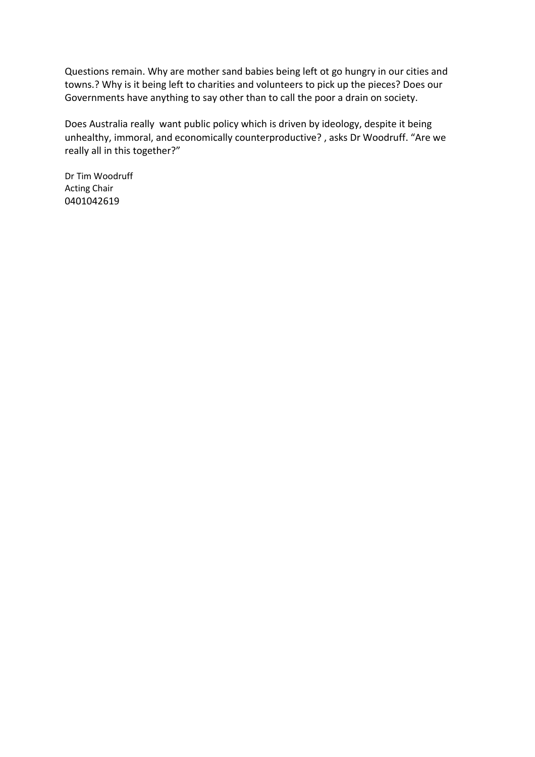Questions remain. Why are mother sand babies being left ot go hungry in our cities and towns.? Why is it being left to charities and volunteers to pick up the pieces? Does our Governments have anything to say other than to call the poor a drain on society.

Does Australia really want public policy which is driven by ideology, despite it being unhealthy, immoral, and economically counterproductive? , asks Dr Woodruff. "Are we really all in this together?"

Dr Tim Woodruff  
Acting Chair  
0401042619